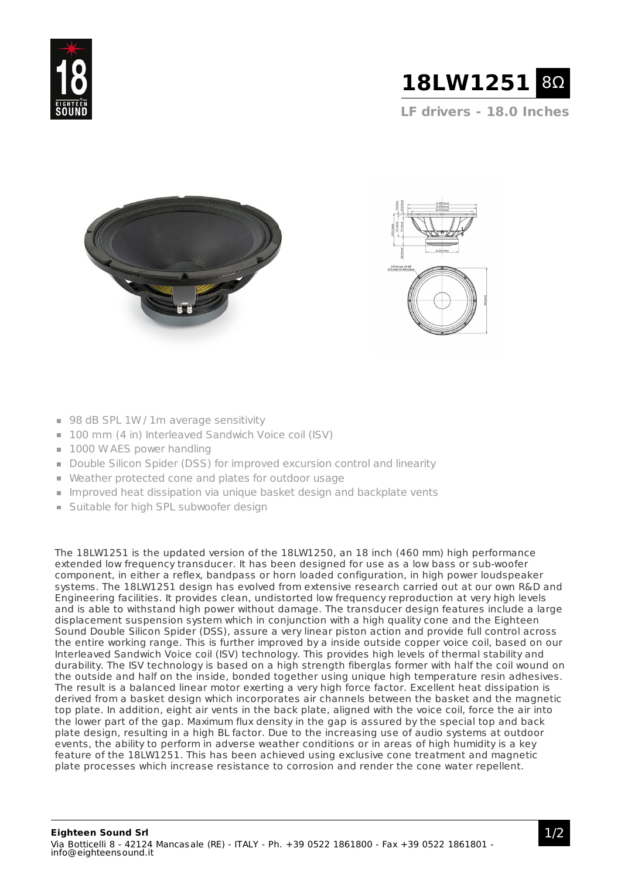# 18LW1251 8Ω

**LF drivers - 18.0 Inches**

- 98 dB SPL 1W / 1m average sensitivity
- 100 mm (4 in) Interleaved Sandwich Voice coil (ISV)
- 1000 W AES power handling
- Double Silicon Spider (DSS) for improved excursion control and linearity
- Weather protected cone and plates for outdoor usage
- Improved heat dissipation via unique basket design and backplate vents
- Suitable for high SPL subwoofer design

The 18LW1251 is the updated version of the 18LW1250, an 18 inch (460 mm) high performance extended low frequency transducer. It has been designed for use as a low bass or sub-woofer component, in either a reflex, bandpass or horn loaded configuration, in high power loudspeaker systems. The 18LW1251 design has evolved from extensive research carried out at our own R&D and Engineering facilities. It provides clean, undistorted low frequency reproduction at very high levels and is able to withstand high power without damage. The transducer design features include a large displacement suspension system which in conjunction with a high quality cone and the Eighteen Sound Double Silicon Spider (DSS), assure a very linear piston action and provide full control across the entire working range. This is further improved by a inside outside copper voice coil, based on our Interleaved Sandwich Voice coil (ISV) technology. This provides high levels of thermal stability and durability. The ISV technology is based on a high strength fiberglas former with half the coil wound on the outside and half on the inside, bonded together using unique high temperature resin adhesives. The result is a balanced linear motor exerting a very high force factor. Excellent heat dissipation is derived from a basket design which incorporates air channels between the basket and the magnetic top plate. In addition, eight air vents in the back plate, aligned with the voice coil, force the air into the lower part of the gap. Maximum flux density in the gap is assured by the special top and back plate design, resulting in a high BL factor. Due to the increasing use of audio systems at outdoor events, the ability to perform in adverse weather conditions or in areas of high humidity is a key feature of the 18LW1251. This has been achieved using exclusive cone treatment and magnetic plate processes which increase resistance to corrosion and render the cone water repellent.

**Eighteen Sound Srl**
Via Botticelli 8 - 42124 Mancasale (RE) - ITALY - Ph. +39 0522 1861800 - Fax +39 0522 1861801 - info@eighteensound.it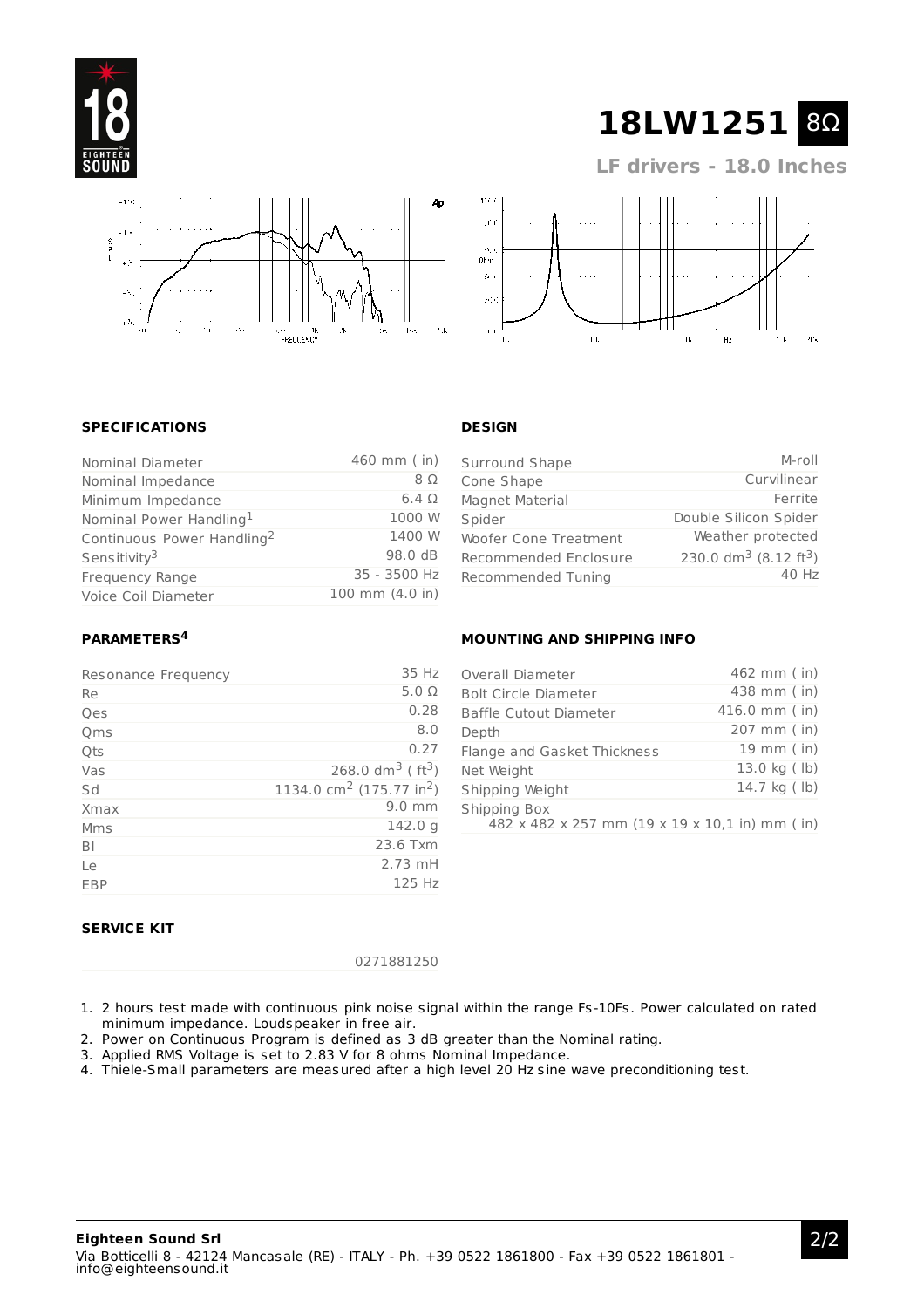# 18LW1251 8Ω

## LF drivers - 18.0 Inches

FREQUENCY

Hz

### SPECIFICATIONS

| | |
|---|---|
| Nominal Diameter | 460 mm ( in) |
| Nominal Impedance | 8 Ω |
| Minimum Impedance | 6.4 Ω |
| Nominal Power Handling[1] | 1000 W |
| Continuous Power Handling[2] | 1400 W |
| Sensitivity[3] | 98.0 dB |
| Frequency Range | 35 - 3500 Hz |
| Voice Coil Diameter | 100 mm (4.0 in) |

### DESIGN

| | |
|---|---|
| Surround Shape | M-roll |
| Cone Shape | Curvilinear |
| Magnet Material | Ferrite |
| Spider | Double Silicon Spider |
| Woofer Cone Treatment | Weather protected |
| Recommended Enclosure | 230.0 dm$^3$ (8.12 ft$^3$) |
| Recommended Tuning | 40 Hz |

### PARAMETERS[4]

| | |
|---|---|
| Resonance Frequency | 35 Hz |
| Re | 5.0 Ω |
| Qes | 0.28 |
| Qms | 8.0 |
| Qts | 0.27 |
| Vas | 268.0 dm$^3$ ( ft$^3$) |
| Sd | 1134.0 cm$^2$ (175.77 in$^2$) |
| Xmax | 9.0 mm |
| Mms | 142.0 g |
| Bl | 23.6 Txm |
| Le | 2.73 mH |
| EBP | 125 Hz |

### MOUNTING AND SHIPPING INFO

| | |
|---|---|
| Overall Diameter | 462 mm ( in) |
| Bolt Circle Diameter | 438 mm ( in) |
| Baffle Cutout Diameter | 416.0 mm ( in) |
| Depth | 207 mm ( in) |
| Flange and Gasket Thickness | 19 mm ( in) |
| Net Weight | 13.0 kg ( lb) |
| Shipping Weight | 14.7 kg ( lb) |
| Shipping Box | 482 x 482 x 257 mm (19 x 19 x 10,1 in) mm ( in) |

### SERVICE KIT

| |
|---|
| 0271881250 |

1. 2 hours test made with continuous pink noise signal within the range Fs-10Fs. Power calculated on rated minimum impedance. Loudspeaker in free air.
2. Power on Continuous Program is defined as 3 dB greater than the Nominal rating.
3. Applied RMS Voltage is set to 2.83 V for 8 ohms Nominal Impedance.
4. Thiele-Small parameters are measured after a high level 20 Hz sine wave preconditioning test.

**Eighteen Sound Srl**
Via Botticelli 8 - 42124 Mancasale (RE) - ITALY - Ph. +39 0522 1861800 - Fax +39 0522 1861801 - info@eighteensound.it